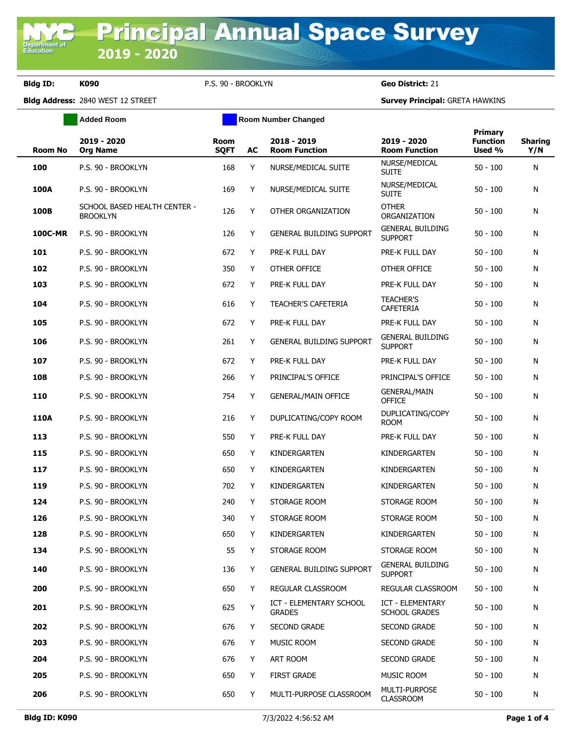# Principal Annual Space Survey 2019 - 2020

**Bldg ID:** K090 P.S. 90 - BROOKLYN **Geo District:** 21

**Bldg Address:** 2840 WEST 12 STREET **Survey Principal:** GRETA HAWKINS

Added Room | Room Number Changed

| Room No | 2019 - 2020 Org Name | Room SQFT | AC | 2018 - 2019 Room Function | 2019 - 2020 Room Function | Primary Function Used % | Sharing Y/N |
|---|---|---|---|---|---|---|---|
| **100** | P.S. 90 - BROOKLYN | 168 | Y | NURSE/MEDICAL SUITE | NURSE/MEDICAL SUITE | 50 - 100 | N |
| **100A** | P.S. 90 - BROOKLYN | 169 | Y | NURSE/MEDICAL SUITE | NURSE/MEDICAL SUITE | 50 - 100 | N |
| **100B** | SCHOOL BASED HEALTH CENTER - BROOKLYN | 126 | Y | OTHER ORGANIZATION | OTHER ORGANIZATION | 50 - 100 | N |
| **100C-MR** | P.S. 90 - BROOKLYN | 126 | Y | GENERAL BUILDING SUPPORT | GENERAL BUILDING SUPPORT | 50 - 100 | N |
| **101** | P.S. 90 - BROOKLYN | 672 | Y | PRE-K FULL DAY | PRE-K FULL DAY | 50 - 100 | N |
| **102** | P.S. 90 - BROOKLYN | 350 | Y | OTHER OFFICE | OTHER OFFICE | 50 - 100 | N |
| **103** | P.S. 90 - BROOKLYN | 672 | Y | PRE-K FULL DAY | PRE-K FULL DAY | 50 - 100 | N |
| **104** | P.S. 90 - BROOKLYN | 616 | Y | TEACHER'S CAFETERIA | TEACHER'S CAFETERIA | 50 - 100 | N |
| **105** | P.S. 90 - BROOKLYN | 672 | Y | PRE-K FULL DAY | PRE-K FULL DAY | 50 - 100 | N |
| **106** | P.S. 90 - BROOKLYN | 261 | Y | GENERAL BUILDING SUPPORT | GENERAL BUILDING SUPPORT | 50 - 100 | N |
| **107** | P.S. 90 - BROOKLYN | 672 | Y | PRE-K FULL DAY | PRE-K FULL DAY | 50 - 100 | N |
| **108** | P.S. 90 - BROOKLYN | 266 | Y | PRINCIPAL'S OFFICE | PRINCIPAL'S OFFICE | 50 - 100 | N |
| **110** | P.S. 90 - BROOKLYN | 754 | Y | GENERAL/MAIN OFFICE | GENERAL/MAIN OFFICE | 50 - 100 | N |
| **110A** | P.S. 90 - BROOKLYN | 216 | Y | DUPLICATING/COPY ROOM | DUPLICATING/COPY ROOM | 50 - 100 | N |
| **113** | P.S. 90 - BROOKLYN | 550 | Y | PRE-K FULL DAY | PRE-K FULL DAY | 50 - 100 | N |
| **115** | P.S. 90 - BROOKLYN | 650 | Y | KINDERGARTEN | KINDERGARTEN | 50 - 100 | N |
| **117** | P.S. 90 - BROOKLYN | 650 | Y | KINDERGARTEN | KINDERGARTEN | 50 - 100 | N |
| **119** | P.S. 90 - BROOKLYN | 702 | Y | KINDERGARTEN | KINDERGARTEN | 50 - 100 | N |
| **124** | P.S. 90 - BROOKLYN | 240 | Y | STORAGE ROOM | STORAGE ROOM | 50 - 100 | N |
| **126** | P.S. 90 - BROOKLYN | 340 | Y | STORAGE ROOM | STORAGE ROOM | 50 - 100 | N |
| **128** | P.S. 90 - BROOKLYN | 650 | Y | KINDERGARTEN | KINDERGARTEN | 50 - 100 | N |
| **134** | P.S. 90 - BROOKLYN | 55 | Y | STORAGE ROOM | STORAGE ROOM | 50 - 100 | N |
| **140** | P.S. 90 - BROOKLYN | 136 | Y | GENERAL BUILDING SUPPORT | GENERAL BUILDING SUPPORT | 50 - 100 | N |
| **200** | P.S. 90 - BROOKLYN | 650 | Y | REGULAR CLASSROOM | REGULAR CLASSROOM | 50 - 100 | N |
| **201** | P.S. 90 - BROOKLYN | 625 | Y | ICT - ELEMENTARY SCHOOL GRADES | ICT - ELEMENTARY SCHOOL GRADES | 50 - 100 | N |
| **202** | P.S. 90 - BROOKLYN | 676 | Y | SECOND GRADE | SECOND GRADE | 50 - 100 | N |
| **203** | P.S. 90 - BROOKLYN | 676 | Y | MUSIC ROOM | SECOND GRADE | 50 - 100 | N |
| **204** | P.S. 90 - BROOKLYN | 676 | Y | ART ROOM | SECOND GRADE | 50 - 100 | N |
| **205** | P.S. 90 - BROOKLYN | 650 | Y | FIRST GRADE | MUSIC ROOM | 50 - 100 | N |
| **206** | P.S. 90 - BROOKLYN | 650 | Y | MULTI-PURPOSE CLASSROOM | MULTI-PURPOSE CLASSROOM | 50 - 100 | N |

7/3/2022 4:56:52 AM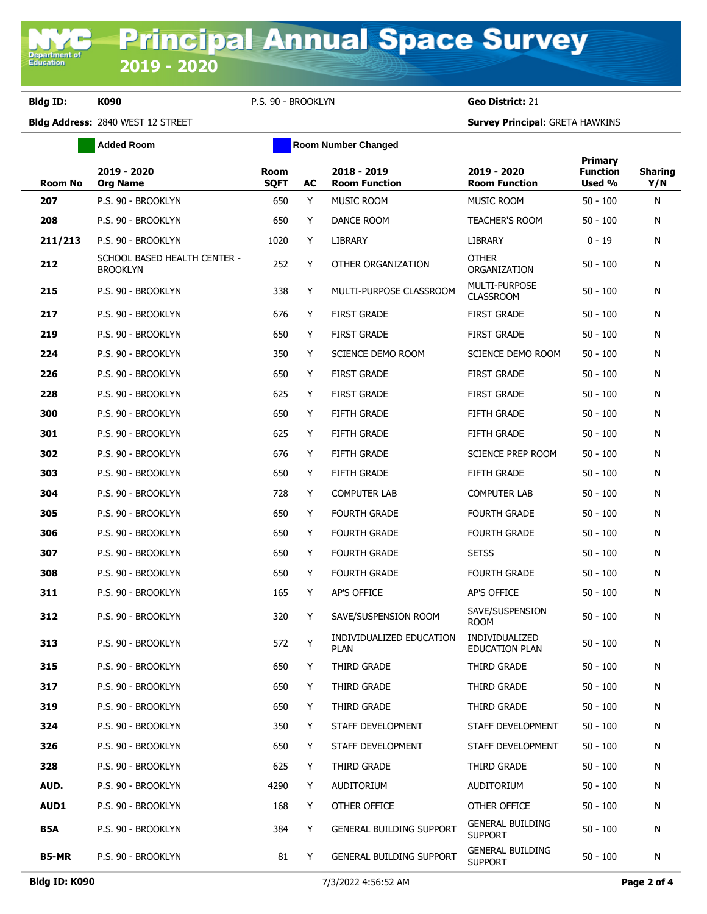# Principal Annual Space Survey 2019 - 2020

**Bldg ID:** K090 P.S. 90 - BROOKLYN **Geo District:** 21

**Bldg Address:** 2840 WEST 12 STREET **Survey Principal:** GRETA HAWKINS

Added Room | Room Number Changed

| Room No | 2019 - 2020 Org Name | Room SQFT | AC | 2018 - 2019 Room Function | 2019 - 2020 Room Function | Primary Function Used % | Sharing Y/N |
|---|---|---|---|---|---|---|---|
| 207 | P.S. 90 - BROOKLYN | 650 | Y | MUSIC ROOM | MUSIC ROOM | 50 - 100 | N |
| 208 | P.S. 90 - BROOKLYN | 650 | Y | DANCE ROOM | TEACHER'S ROOM | 50 - 100 | N |
| 211/213 | P.S. 90 - BROOKLYN | 1020 | Y | LIBRARY | LIBRARY | 0 - 19 | N |
| 212 | SCHOOL BASED HEALTH CENTER - BROOKLYN | 252 | Y | OTHER ORGANIZATION | OTHER ORGANIZATION | 50 - 100 | N |
| 215 | P.S. 90 - BROOKLYN | 338 | Y | MULTI-PURPOSE CLASSROOM | MULTI-PURPOSE CLASSROOM | 50 - 100 | N |
| 217 | P.S. 90 - BROOKLYN | 676 | Y | FIRST GRADE | FIRST GRADE | 50 - 100 | N |
| 219 | P.S. 90 - BROOKLYN | 650 | Y | FIRST GRADE | FIRST GRADE | 50 - 100 | N |
| 224 | P.S. 90 - BROOKLYN | 350 | Y | SCIENCE DEMO ROOM | SCIENCE DEMO ROOM | 50 - 100 | N |
| 226 | P.S. 90 - BROOKLYN | 650 | Y | FIRST GRADE | FIRST GRADE | 50 - 100 | N |
| 228 | P.S. 90 - BROOKLYN | 625 | Y | FIRST GRADE | FIRST GRADE | 50 - 100 | N |
| 300 | P.S. 90 - BROOKLYN | 650 | Y | FIFTH GRADE | FIFTH GRADE | 50 - 100 | N |
| 301 | P.S. 90 - BROOKLYN | 625 | Y | FIFTH GRADE | FIFTH GRADE | 50 - 100 | N |
| 302 | P.S. 90 - BROOKLYN | 676 | Y | FIFTH GRADE | SCIENCE PREP ROOM | 50 - 100 | N |
| 303 | P.S. 90 - BROOKLYN | 650 | Y | FIFTH GRADE | FIFTH GRADE | 50 - 100 | N |
| 304 | P.S. 90 - BROOKLYN | 728 | Y | COMPUTER LAB | COMPUTER LAB | 50 - 100 | N |
| 305 | P.S. 90 - BROOKLYN | 650 | Y | FOURTH GRADE | FOURTH GRADE | 50 - 100 | N |
| 306 | P.S. 90 - BROOKLYN | 650 | Y | FOURTH GRADE | FOURTH GRADE | 50 - 100 | N |
| 307 | P.S. 90 - BROOKLYN | 650 | Y | FOURTH GRADE | SETSS | 50 - 100 | N |
| 308 | P.S. 90 - BROOKLYN | 650 | Y | FOURTH GRADE | FOURTH GRADE | 50 - 100 | N |
| 311 | P.S. 90 - BROOKLYN | 165 | Y | AP'S OFFICE | AP'S OFFICE | 50 - 100 | N |
| 312 | P.S. 90 - BROOKLYN | 320 | Y | SAVE/SUSPENSION ROOM | SAVE/SUSPENSION ROOM | 50 - 100 | N |
| 313 | P.S. 90 - BROOKLYN | 572 | Y | INDIVIDUALIZED EDUCATION PLAN | INDIVIDUALIZED EDUCATION PLAN | 50 - 100 | N |
| 315 | P.S. 90 - BROOKLYN | 650 | Y | THIRD GRADE | THIRD GRADE | 50 - 100 | N |
| 317 | P.S. 90 - BROOKLYN | 650 | Y | THIRD GRADE | THIRD GRADE | 50 - 100 | N |
| 319 | P.S. 90 - BROOKLYN | 650 | Y | THIRD GRADE | THIRD GRADE | 50 - 100 | N |
| 324 | P.S. 90 - BROOKLYN | 350 | Y | STAFF DEVELOPMENT | STAFF DEVELOPMENT | 50 - 100 | N |
| 326 | P.S. 90 - BROOKLYN | 650 | Y | STAFF DEVELOPMENT | STAFF DEVELOPMENT | 50 - 100 | N |
| 328 | P.S. 90 - BROOKLYN | 625 | Y | THIRD GRADE | THIRD GRADE | 50 - 100 | N |
| AUD. | P.S. 90 - BROOKLYN | 4290 | Y | AUDITORIUM | AUDITORIUM | 50 - 100 | N |
| AUD1 | P.S. 90 - BROOKLYN | 168 | Y | OTHER OFFICE | OTHER OFFICE | 50 - 100 | N |
| B5A | P.S. 90 - BROOKLYN | 384 | Y | GENERAL BUILDING SUPPORT | GENERAL BUILDING SUPPORT | 50 - 100 | N |
| B5-MR | P.S. 90 - BROOKLYN | 81 | Y | GENERAL BUILDING SUPPORT | GENERAL BUILDING SUPPORT | 50 - 100 | N |

Bldg ID: K090 7/3/2022 4:56:52 AM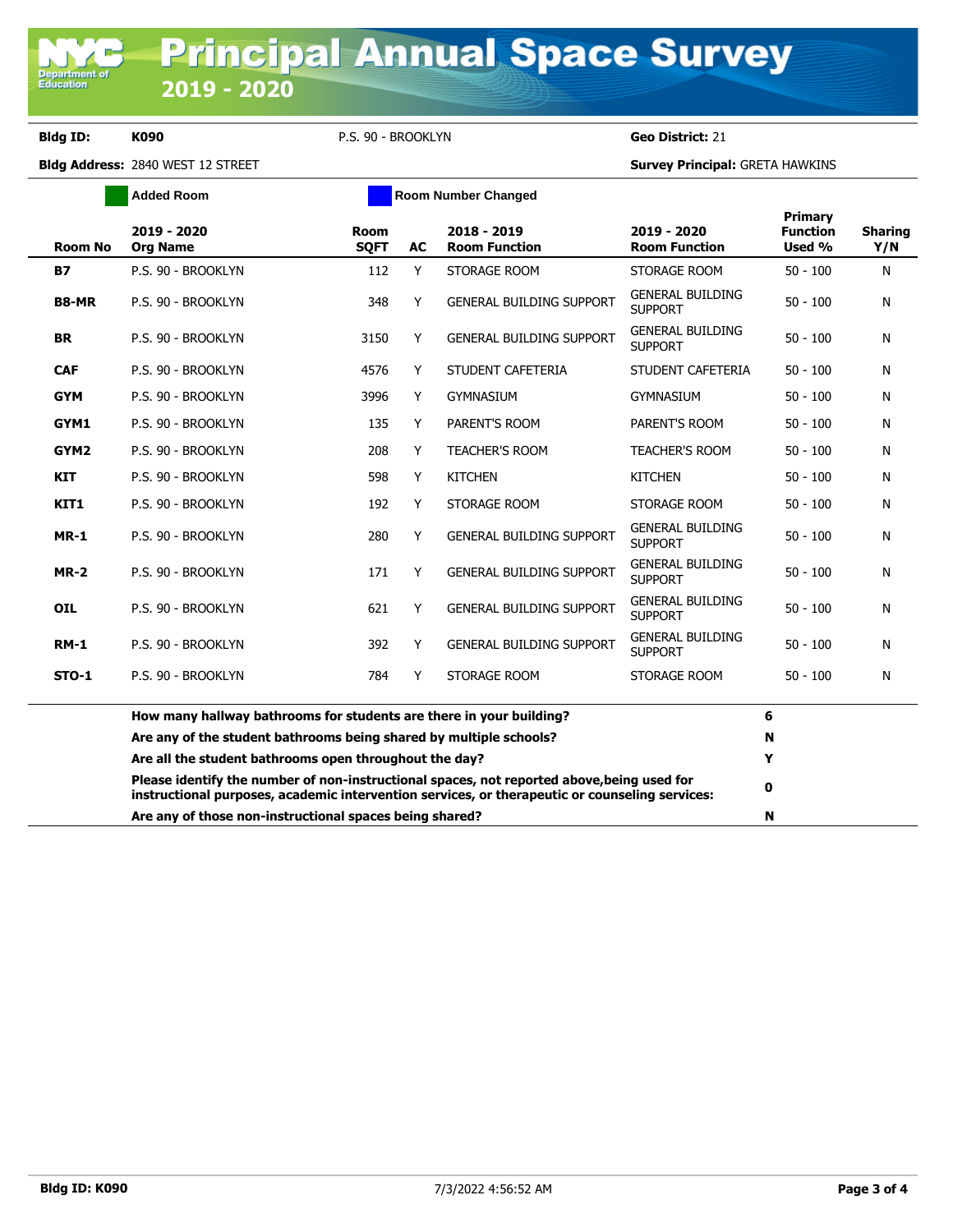# Principal Annual Space Survey 2019 - 2020

**Bldg ID:** K090 P.S. 90 - BROOKLYN **Geo District:** 21

**Bldg Address:** 2840 WEST 12 STREET **Survey Principal:** GRETA HAWKINS

Added Room | Room Number Changed

| Room No | 2019 - 2020 Org Name | Room SQFT | AC | 2018 - 2019 Room Function | 2019 - 2020 Room Function | Primary Function Used % | Sharing Y/N |
|---|---|---|---|---|---|---|---|
| **B7** | P.S. 90 - BROOKLYN | 112 | Y | STORAGE ROOM | STORAGE ROOM | 50 - 100 | N |
| **B8-MR** | P.S. 90 - BROOKLYN | 348 | Y | GENERAL BUILDING SUPPORT | GENERAL BUILDING SUPPORT | 50 - 100 | N |
| **BR** | P.S. 90 - BROOKLYN | 3150 | Y | GENERAL BUILDING SUPPORT | GENERAL BUILDING SUPPORT | 50 - 100 | N |
| **CAF** | P.S. 90 - BROOKLYN | 4576 | Y | STUDENT CAFETERIA | STUDENT CAFETERIA | 50 - 100 | N |
| **GYM** | P.S. 90 - BROOKLYN | 3996 | Y | GYMNASIUM | GYMNASIUM | 50 - 100 | N |
| **GYM1** | P.S. 90 - BROOKLYN | 135 | Y | PARENT'S ROOM | PARENT'S ROOM | 50 - 100 | N |
| **GYM2** | P.S. 90 - BROOKLYN | 208 | Y | TEACHER'S ROOM | TEACHER'S ROOM | 50 - 100 | N |
| **KIT** | P.S. 90 - BROOKLYN | 598 | Y | KITCHEN | KITCHEN | 50 - 100 | N |
| **KIT1** | P.S. 90 - BROOKLYN | 192 | Y | STORAGE ROOM | STORAGE ROOM | 50 - 100 | N |
| **MR-1** | P.S. 90 - BROOKLYN | 280 | Y | GENERAL BUILDING SUPPORT | GENERAL BUILDING SUPPORT | 50 - 100 | N |
| **MR-2** | P.S. 90 - BROOKLYN | 171 | Y | GENERAL BUILDING SUPPORT | GENERAL BUILDING SUPPORT | 50 - 100 | N |
| **OIL** | P.S. 90 - BROOKLYN | 621 | Y | GENERAL BUILDING SUPPORT | GENERAL BUILDING SUPPORT | 50 - 100 | N |
| **RM-1** | P.S. 90 - BROOKLYN | 392 | Y | GENERAL BUILDING SUPPORT | GENERAL BUILDING SUPPORT | 50 - 100 | N |
| **STO-1** | P.S. 90 - BROOKLYN | 784 | Y | STORAGE ROOM | STORAGE ROOM | 50 - 100 | N |

| Question | Answer |
|---|---|
| **How many hallway bathrooms for students are there in your building?** | **6** |
| **Are any of the student bathrooms being shared by multiple schools?** | **N** |
| **Are all the student bathrooms open throughout the day?** | **Y** |
| **Please identify the number of non-instructional spaces, not reported above,being used for instructional purposes, academic intervention services, or therapeutic or counseling services:** | **0** |
| **Are any of those non-instructional spaces being shared?** | **N** |

**Bldg ID: K090** 7/3/2022 4:56:52 AM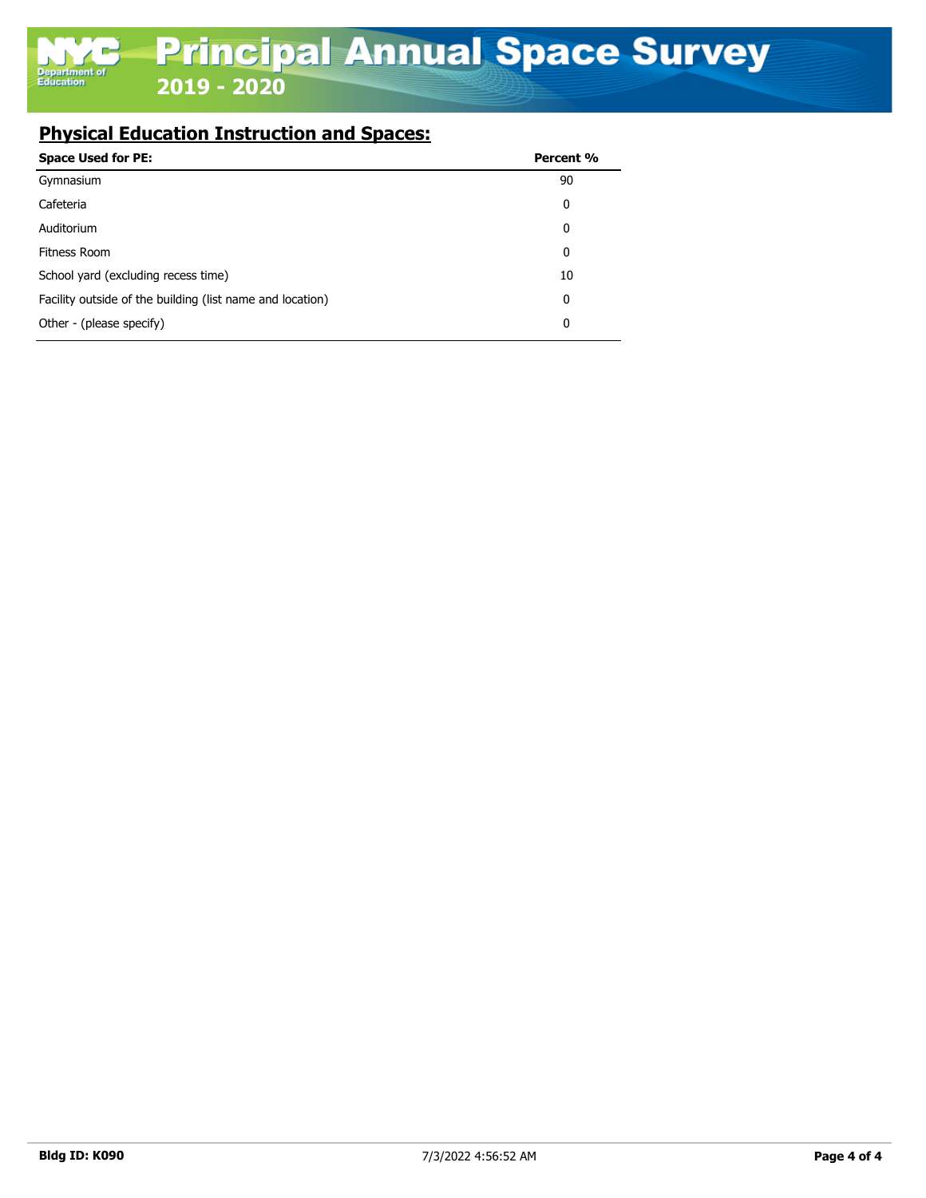## Physical Education Instruction and Spaces:

| Space Used for PE: | Percent % |
| --- | --- |
| Gymnasium | 90 |
| Cafeteria | 0 |
| Auditorium | 0 |
| Fitness Room | 0 |
| School yard (excluding recess time) | 10 |
| Facility outside of the building (list name and location) | 0 |
| Other - (please specify) | 0 |